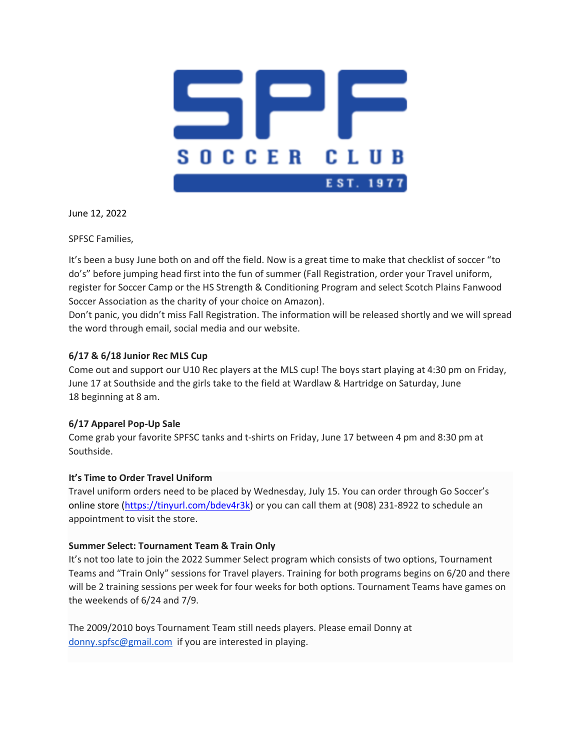SPF SOCCER CLUB EST. 1977

June 12, 2022

SPFSC Families,

It's been a busy June both on and off the field. Now is a great time to make that checklist of soccer "to do's" before jumping head first into the fun of summer (Fall Registration, order your Travel uniform, register for Soccer Camp or the HS Strength & Conditioning Program and select Scotch Plains Fanwood Soccer Association as the charity of your choice on Amazon).
Don't panic, you didn't miss Fall Registration. The information will be released shortly and we will spread the word through email, social media and our website.

**6/17 & 6/18 Junior Rec MLS Cup**
Come out and support our U10 Rec players at the MLS cup! The boys start playing at 4:30 pm on Friday, June 17 at Southside and the girls take to the field at Wardlaw & Hartridge on Saturday, June 18 beginning at 8 am.

**6/17 Apparel Pop-Up Sale**
Come grab your favorite SPFSC tanks and t-shirts on Friday, June 17 between 4 pm and 8:30 pm at Southside.

**It's Time to Order Travel Uniform**
Travel uniform orders need to be placed by Wednesday, July 15. You can order through Go Soccer's online store (https://tinyurl.com/bdev4r3k) or you can call them at (908) 231-8922 to schedule an appointment to visit the store.

**Summer Select: Tournament Team & Train Only**
It's not too late to join the 2022 Summer Select program which consists of two options, Tournament Teams and "Train Only" sessions for Travel players. Training for both programs begins on 6/20 and there will be 2 training sessions per week for four weeks for both options. Tournament Teams have games on the weekends of 6/24 and 7/9.

The 2009/2010 boys Tournament Team still needs players. Please email Donny at donny.spfsc@gmail.com if you are interested in playing.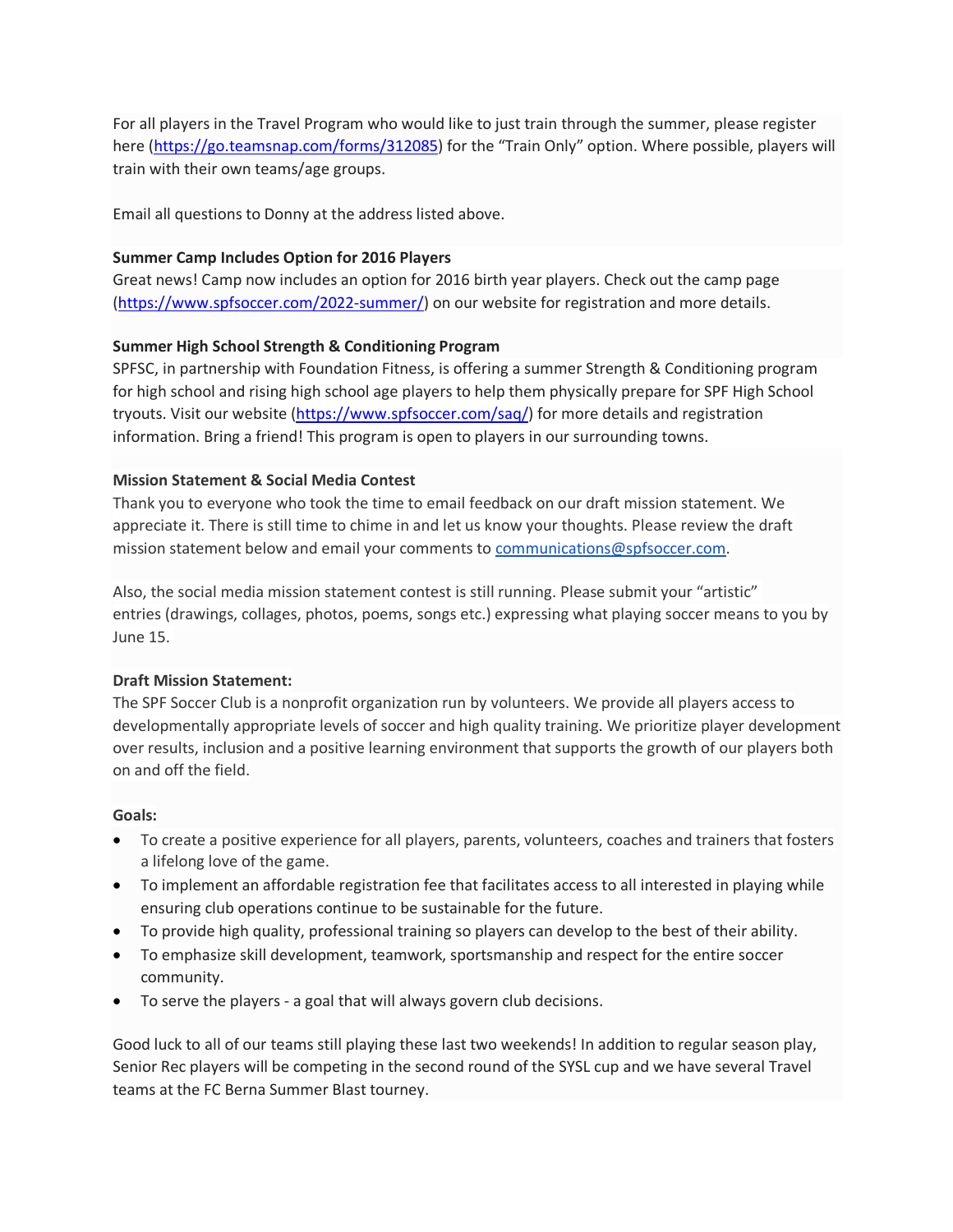For all players in the Travel Program who would like to just train through the summer, please register here (https://go.teamsnap.com/forms/312085) for the "Train Only" option. Where possible, players will train with their own teams/age groups.

Email all questions to Donny at the address listed above.

**Summer Camp Includes Option for 2016 Players**

Great news! Camp now includes an option for 2016 birth year players. Check out the camp page (https://www.spfsoccer.com/2022-summer/) on our website for registration and more details.

**Summer High School Strength & Conditioning Program**

SPFSC, in partnership with Foundation Fitness, is offering a summer Strength & Conditioning program for high school and rising high school age players to help them physically prepare for SPF High School tryouts. Visit our website (https://www.spfsoccer.com/saq/) for more details and registration information. Bring a friend! This program is open to players in our surrounding towns.

**Mission Statement & Social Media Contest**

Thank you to everyone who took the time to email feedback on our draft mission statement. We appreciate it. There is still time to chime in and let us know your thoughts. Please review the draft mission statement below and email your comments to communications@spfsoccer.com.

Also, the social media mission statement contest is still running. Please submit your "artistic" entries (drawings, collages, photos, poems, songs etc.) expressing what playing soccer means to you by June 15.

**Draft Mission Statement:**

The SPF Soccer Club is a nonprofit organization run by volunteers. We provide all players access to developmentally appropriate levels of soccer and high quality training. We prioritize player development over results, inclusion and a positive learning environment that supports the growth of our players both on and off the field.

**Goals:**

- To create a positive experience for all players, parents, volunteers, coaches and trainers that fosters a lifelong love of the game.
- To implement an affordable registration fee that facilitates access to all interested in playing while ensuring club operations continue to be sustainable for the future.
- To provide high quality, professional training so players can develop to the best of their ability.
- To emphasize skill development, teamwork, sportsmanship and respect for the entire soccer community.
- To serve the players - a goal that will always govern club decisions.

Good luck to all of our teams still playing these last two weekends! In addition to regular season play, Senior Rec players will be competing in the second round of the SYSL cup and we have several Travel teams at the FC Berna Summer Blast tourney.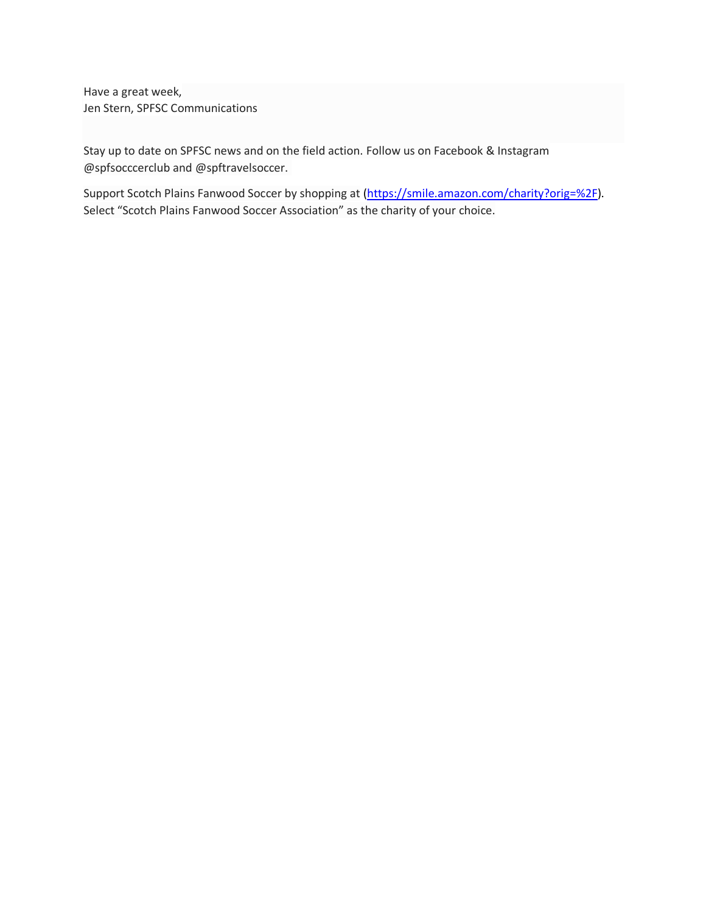Have a great week,  
Jen Stern, SPFSC Communications

Stay up to date on SPFSC news and on the field action. Follow us on Facebook & Instagram @spfsocccerclub and @spftravelsoccer.

Support Scotch Plains Fanwood Soccer by shopping at (https://smile.amazon.com/charity?orig=%2F). Select "Scotch Plains Fanwood Soccer Association" as the charity of your choice.